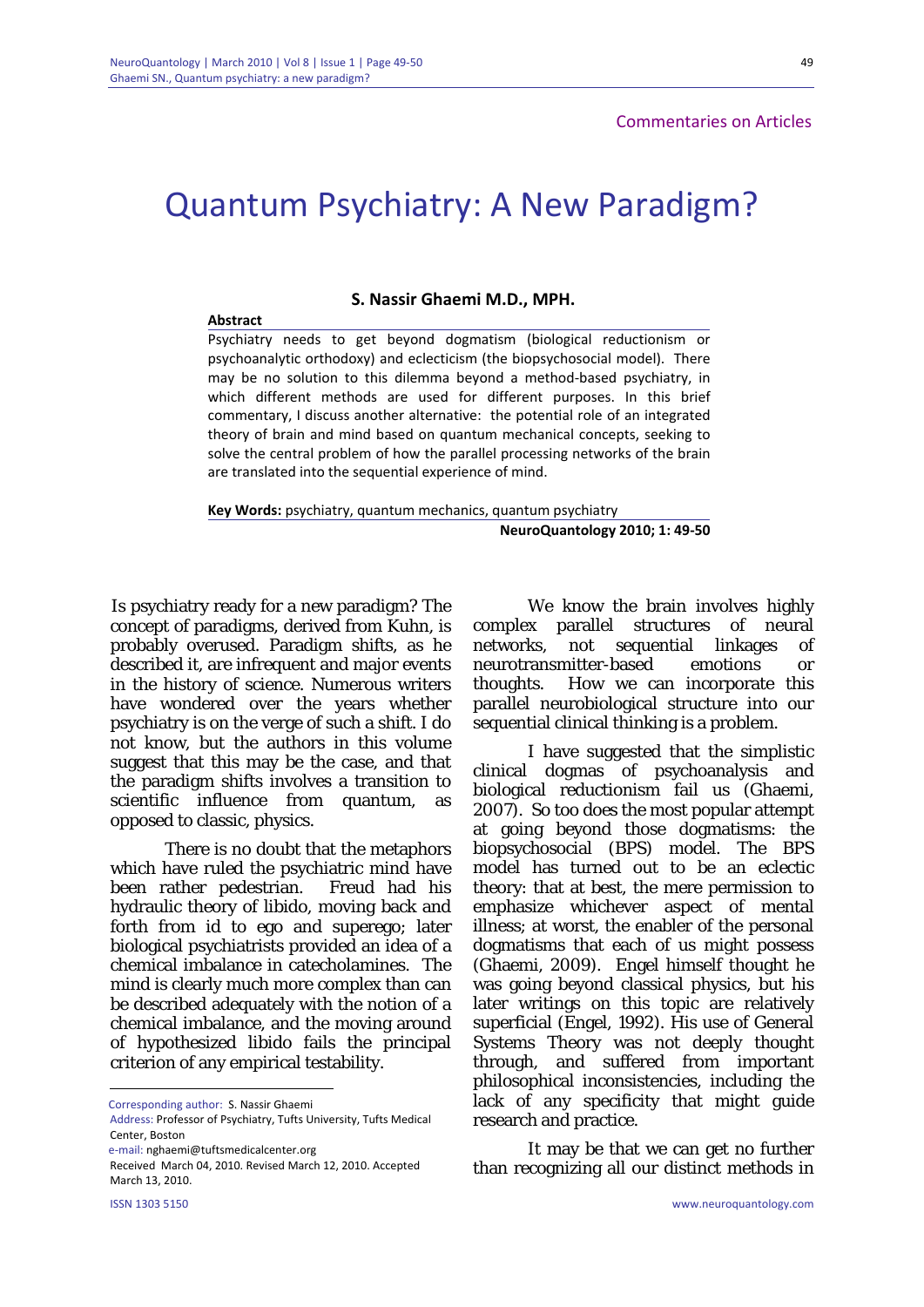Commentaries on Articles

# Quantum Psychiatry: A New Paradigm?

**S. Nassir Ghaemi M.D., MPH.**

**Abstract**

Psychiatry needs to get beyond dogmatism (biological reductionism or psychoanalytic orthodoxy) and eclecticism (the biopsychosocial model). There may be no solution to this dilemma beyond a method-based psychiatry, in which different methods are used for different purposes. In this brief commentary, I discuss another alternative: the potential role of an integrated theory of brain and mind based on quantum mechanical concepts, seeking to solve the central problem of how the parallel processing networks of the brain are translated into the sequential experience of mind.

**Key Words:** psychiatry, quantum mechanics, quantum psychiatry

**NeuroQuantology 2010; 1: 49-50**

Is psychiatry ready for a new paradigm? The concept of paradigms, derived from Kuhn, is probably overused. Paradigm shifts, as he described it, are infrequent and major events in the history of science. Numerous writers have wondered over the years whether psychiatry is on the verge of such a shift. I do not know, but the authors in this volume suggest that this may be the case, and that the paradigm shifts involves a transition to scientific influence from quantum, as opposed to classic, physics.

There is no doubt that the metaphors which have ruled the psychiatric mind have been rather pedestrian. Freud had his hydraulic theory of libido, moving back and forth from id to ego and superego; later biological psychiatrists provided an idea of a chemical imbalance in catecholamines. The mind is clearly much more complex than can be described adequately with the notion of a chemical imbalance, and the moving around of hypothesized libido fails the principal criterion of any empirical testability.

We know the brain involves highly complex parallel structures of neural networks, not sequential linkages of neurotransmitter-based emotions or thoughts. How we can incorporate this parallel neurobiological structure into our sequential clinical thinking is a problem.

I have suggested that the simplistic clinical dogmas of psychoanalysis and biological reductionism fail us (Ghaemi, 2007). So too does the most popular attempt at going beyond those dogmatisms: the biopsychosocial (BPS) model. The BPS model has turned out to be an eclectic theory: that at best, the mere permission to emphasize whichever aspect of mental illness; at worst, the enabler of the personal dogmatisms that each of us might possess (Ghaemi, 2009). Engel himself thought he was going beyond classical physics, but his later writings on this topic are relatively superficial (Engel, 1992). His use of General Systems Theory was not deeply thought through, and suffered from important philosophical inconsistencies, including the lack of any specificity that might guide research and practice.

It may be that we can get no further than recognizing all our distinct methods in

---

Corresponding author: S. Nassir Ghaemi

Address: Professor of Psychiatry, Tufts University, Tufts Medical Center, Boston

e-mail: nghaemi@tuftsmedicalcenter.org

Received March 04, 2010. Revised March 12, 2010. Accepted March 13, 2010.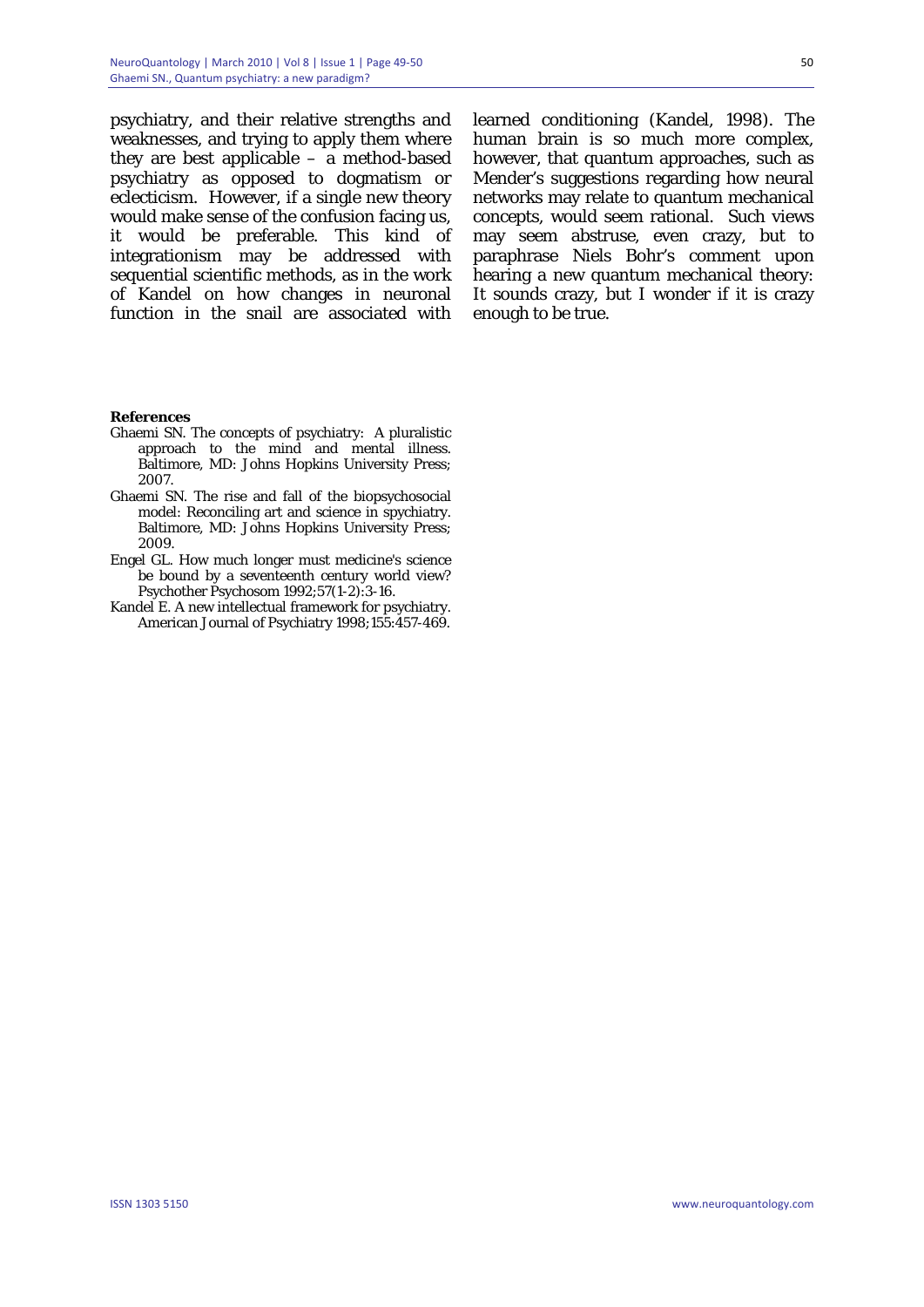psychiatry, and their relative strengths and weaknesses, and trying to apply them where they are best applicable – a method-based psychiatry as opposed to dogmatism or eclecticism. However, if a single new theory would make sense of the confusion facing us, it would be preferable. This kind of integrationism may be addressed with sequential scientific methods, as in the work of Kandel on how changes in neuronal function in the snail are associated with learned conditioning (Kandel, 1998). The human brain is so much more complex, however, that quantum approaches, such as Mender's suggestions regarding how neural networks may relate to quantum mechanical concepts, would seem rational. Such views may seem abstruse, even crazy, but to paraphrase Niels Bohr's comment upon hearing a new quantum mechanical theory: It sounds crazy, but I wonder if it is crazy enough to be true.

**References**

Ghaemi SN. The concepts of psychiatry: A pluralistic approach to the mind and mental illness. Baltimore, MD: Johns Hopkins University Press; 2007.

Ghaemi SN. The rise and fall of the biopsychosocial model: Reconciling art and science in spychiatry. Baltimore, MD: Johns Hopkins University Press; 2009.

Engel GL. How much longer must medicine's science be bound by a seventeenth century world view? Psychother Psychosom 1992;57(1-2):3-16.

Kandel E. A new intellectual framework for psychiatry. American Journal of Psychiatry 1998;155:457-469.